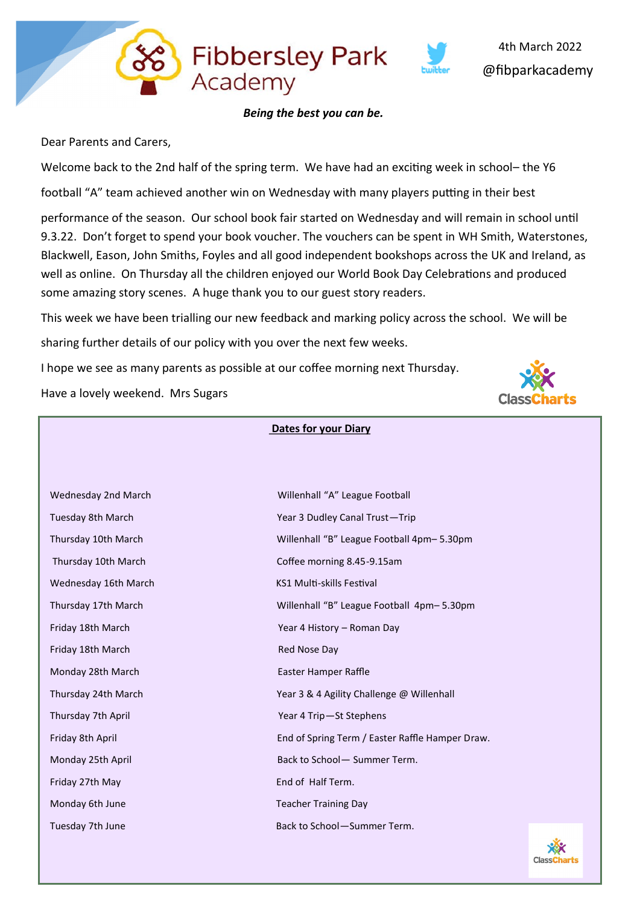# Fibbersley Park Academy

twitter

4th March 2022

@fibparkacademy

***Being the best you can be.***

Dear Parents and Carers,

Welcome back to the 2nd half of the spring term. We have had an exciting week in school– the Y6 football "A" team achieved another win on Wednesday with many players putting in their best performance of the season. Our school book fair started on Wednesday and will remain in school until 9.3.22. Don't forget to spend your book voucher. The vouchers can be spent in WH Smith, Waterstones, Blackwell, Eason, John Smiths, Foyles and all good independent bookshops across the UK and Ireland, as well as online. On Thursday all the children enjoyed our World Book Day Celebrations and produced some amazing story scenes. A huge thank you to our guest story readers.

This week we have been trialling our new feedback and marking policy across the school. We will be sharing further details of our policy with you over the next few weeks.

I hope we see as many parents as possible at our coffee morning next Thursday.

Have a lovely weekend. Mrs Sugars

ClassCharts

## Dates for your Diary

| | |
|---|---|
| Wednesday 2nd March | Willenhall "A" League Football |
| Tuesday 8th March | Year 3 Dudley Canal Trust—Trip |
| Thursday 10th March | Willenhall "B" League Football 4pm– 5.30pm |
| Thursday 10th March | Coffee morning 8.45-9.15am |
| Wednesday 16th March | KS1 Multi-skills Festival |
| Thursday 17th March | Willenhall "B" League Football 4pm– 5.30pm |
| Friday 18th March | Year 4 History – Roman Day |
| Friday 18th March | Red Nose Day |
| Monday 28th March | Easter Hamper Raffle |
| Thursday 24th March | Year 3 & 4 Agility Challenge @ Willenhall |
| Thursday 7th April | Year 4 Trip—St Stephens |
| Friday 8th April | End of Spring Term / Easter Raffle Hamper Draw. |
| Monday 25th April | Back to School— Summer Term. |
| Friday 27th May | End of Half Term. |
| Monday 6th June | Teacher Training Day |
| Tuesday 7th June | Back to School—Summer Term. |

ClassCharts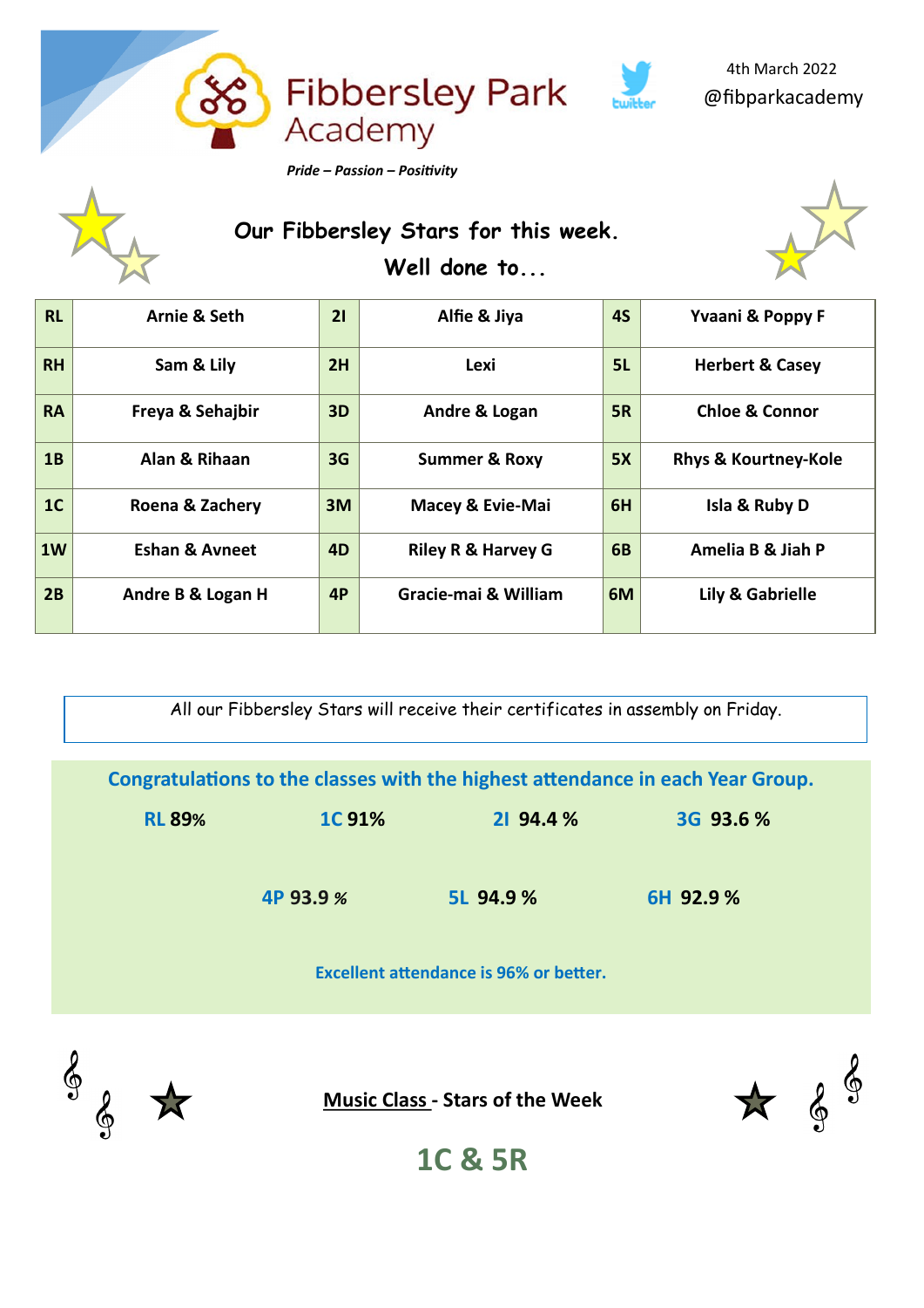# Fibbersley Park Academy

*Pride – Passion – Positivity*

4th March 2022
@fibparkacademy

## Our Fibbersley Stars for this week.
## Well done to...

| RL | Arnie & Seth | 2I | Alfie & Jiya | 4S | Yvaani & Poppy F |
|---|---|---|---|---|---|
| RH | Sam & Lily | 2H | Lexi | 5L | Herbert & Casey |
| RA | Freya & Sehajbir | 3D | Andre & Logan | 5R | Chloe & Connor |
| 1B | Alan & Rihaan | 3G | Summer & Roxy | 5X | Rhys & Kourtney-Kole |
| 1C | Roena & Zachery | 3M | Macey & Evie-Mai | 6H | Isla & Ruby D |
| 1W | Eshan & Avneet | 4D | Riley R & Harvey G | 6B | Amelia B & Jiah P |
| 2B | Andre B & Logan H | 4P | Gracie-mai & William | 6M | Lily & Gabrielle |

All our Fibbersley Stars will receive their certificates in assembly on Friday.

**Congratulations to the classes with the highest attendance in each Year Group.**

**RL** 89% **1C** 91% **2I** 94.4 % **3G** 93.6 %

**4P** 93.9 % **5L** 94.9 % **6H** 92.9 %

**Excellent attendance is 96% or better.**

**Music Class - Stars of the Week**

## 1C & 5R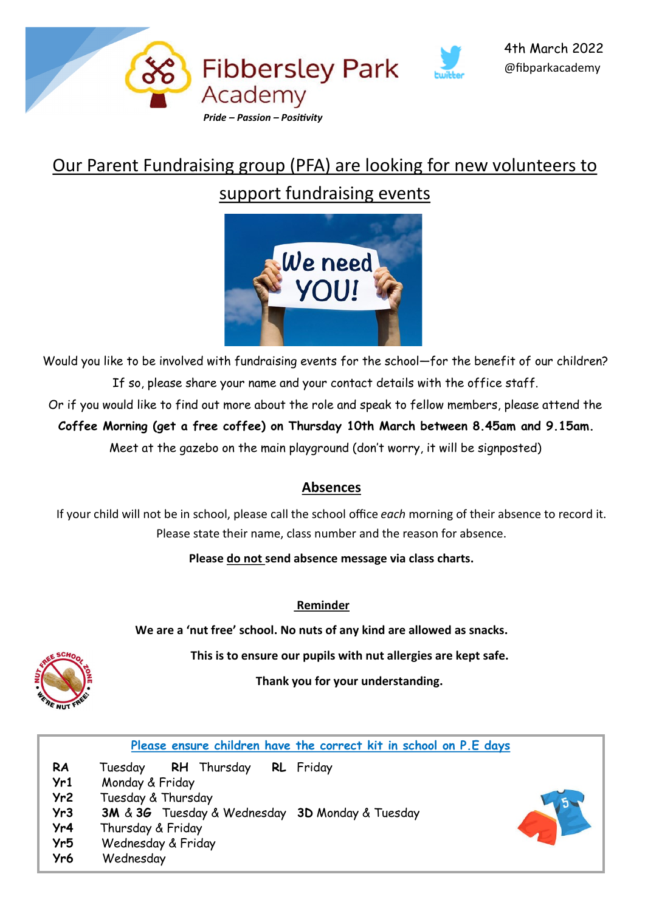Fibbersley Park Academy

*Pride – Passion – Positivity*

4th March 2022
@fibparkacademy

## Our Parent Fundraising group (PFA) are looking for new volunteers to support fundraising events

Would you like to be involved with fundraising events for the school—for the benefit of our children? If so, please share your name and your contact details with the office staff.

Or if you would like to find out more about the role and speak to fellow members, please attend the **Coffee Morning (get a free coffee) on Thursday 10th March between 8.45am and 9.15am.**

Meet at the gazebo on the main playground (don't worry, it will be signposted)

## Absences

If your child will not be in school, please call the school office *each* morning of their absence to record it. Please state their name, class number and the reason for absence.

**Please do not send absence message via class charts.**

## Reminder

**We are a 'nut free' school. No nuts of any kind are allowed as snacks.**

**This is to ensure our pupils with nut allergies are kept safe.**

**Thank you for your understanding.**

### Please ensure children have the correct kit in school on P.E days

| | |
|---|---|
| **RA** | Tuesday **RH** Thursday **RL** Friday |
| **Yr1** | Monday & Friday |
| **Yr2** | Tuesday & Thursday |
| **Yr3** | **3M** & **3G** Tuesday & Wednesday **3D** Monday & Tuesday |
| **Yr4** | Thursday & Friday |
| **Yr5** | Wednesday & Friday |
| **Yr6** | Wednesday |